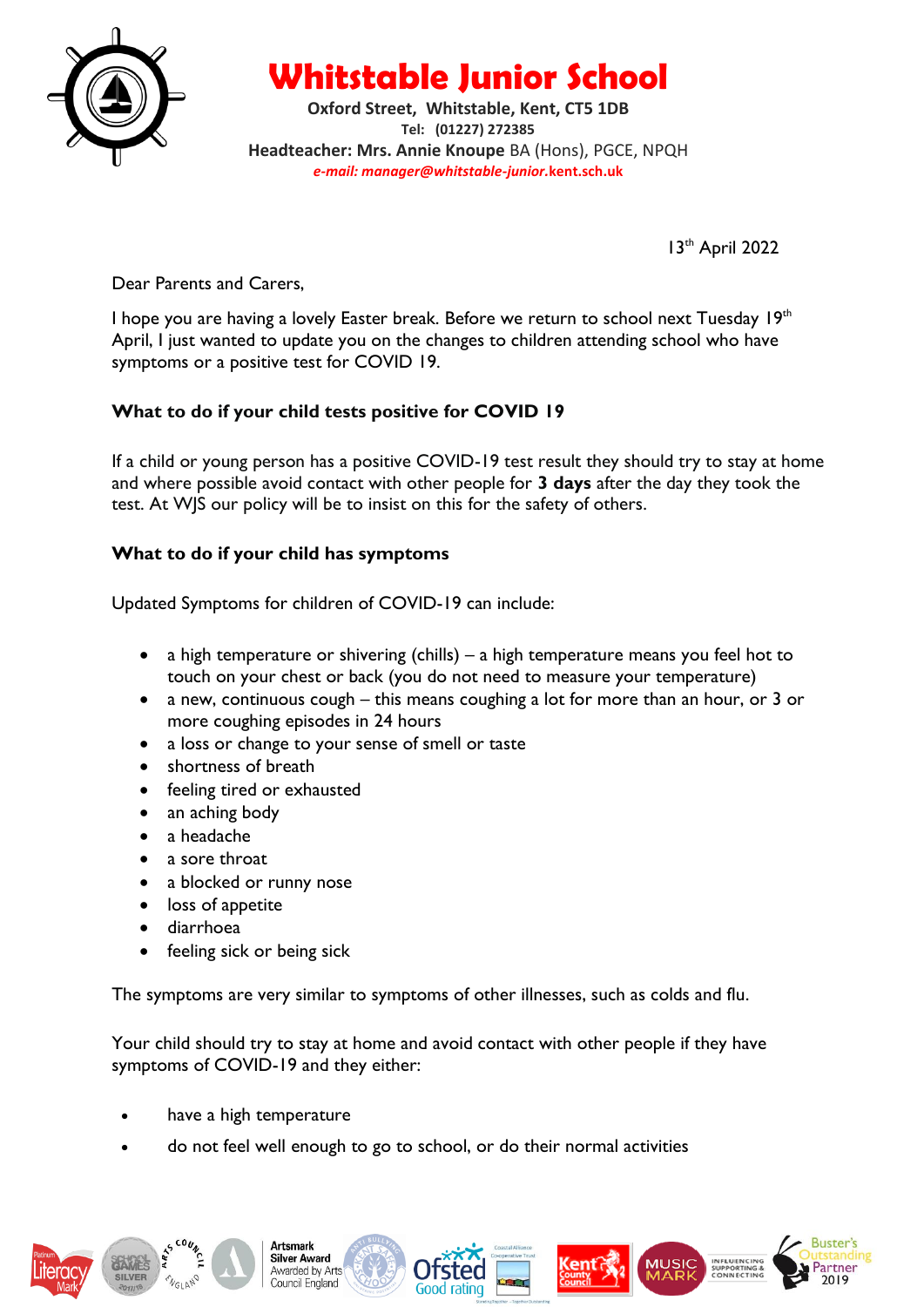# Whitstable Junior School

**Oxford Street, Whitstable, Kent, CT5 1DB**
**Tel: (01227) 272385**
**Headteacher: Mrs. Annie Knoupe** BA (Hons), PGCE, NPQH
***e-mail: manager@whitstable-junior.kent.sch.uk***

13th April 2022

Dear Parents and Carers,

I hope you are having a lovely Easter break. Before we return to school next Tuesday 19th April, I just wanted to update you on the changes to children attending school who have symptoms or a positive test for COVID 19.

### What to do if your child tests positive for COVID 19

If a child or young person has a positive COVID-19 test result they should try to stay at home and where possible avoid contact with other people for **3 days** after the day they took the test. At WJS our policy will be to insist on this for the safety of others.

### What to do if your child has symptoms

Updated Symptoms for children of COVID-19 can include:

- a high temperature or shivering (chills) – a high temperature means you feel hot to touch on your chest or back (you do not need to measure your temperature)
- a new, continuous cough – this means coughing a lot for more than an hour, or 3 or more coughing episodes in 24 hours
- a loss or change to your sense of smell or taste
- shortness of breath
- feeling tired or exhausted
- an aching body
- a headache
- a sore throat
- a blocked or runny nose
- loss of appetite
- diarrhoea
- feeling sick or being sick

The symptoms are very similar to symptoms of other illnesses, such as colds and flu.

Your child should try to stay at home and avoid contact with other people if they have symptoms of COVID-19 and they either:

- have a high temperature
- do not feel well enough to go to school, or do their normal activities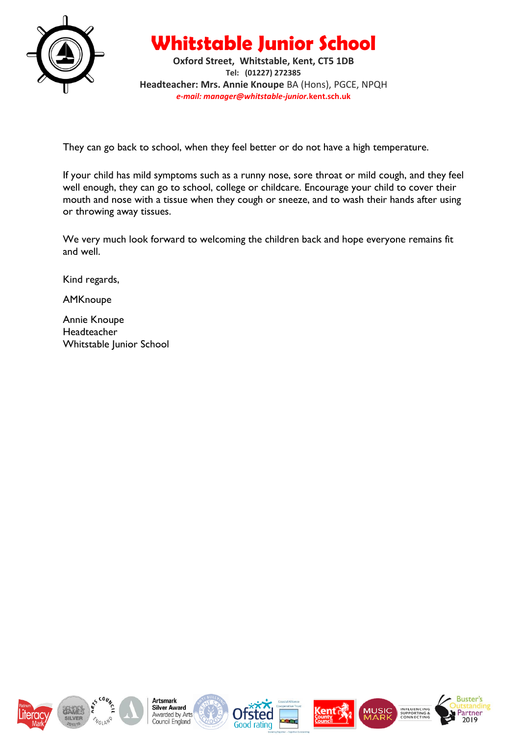# Whitstable Junior School

**Oxford Street, Whitstable, Kent, CT5 1DB**
**Tel: (01227) 272385**
**Headteacher: Mrs. Annie Knoupe** BA (Hons), PGCE, NPQH
***e-mail: manager@whitstable-junior*.kent.sch.uk**

They can go back to school, when they feel better or do not have a high temperature.

If your child has mild symptoms such as a runny nose, sore throat or mild cough, and they feel well enough, they can go to school, college or childcare. Encourage your child to cover their mouth and nose with a tissue when they cough or sneeze, and to wash their hands after using or throwing away tissues.

We very much look forward to welcoming the children back and hope everyone remains fit and well.

Kind regards,

AMKnoupe

Annie Knoupe
Headteacher
Whitstable Junior School